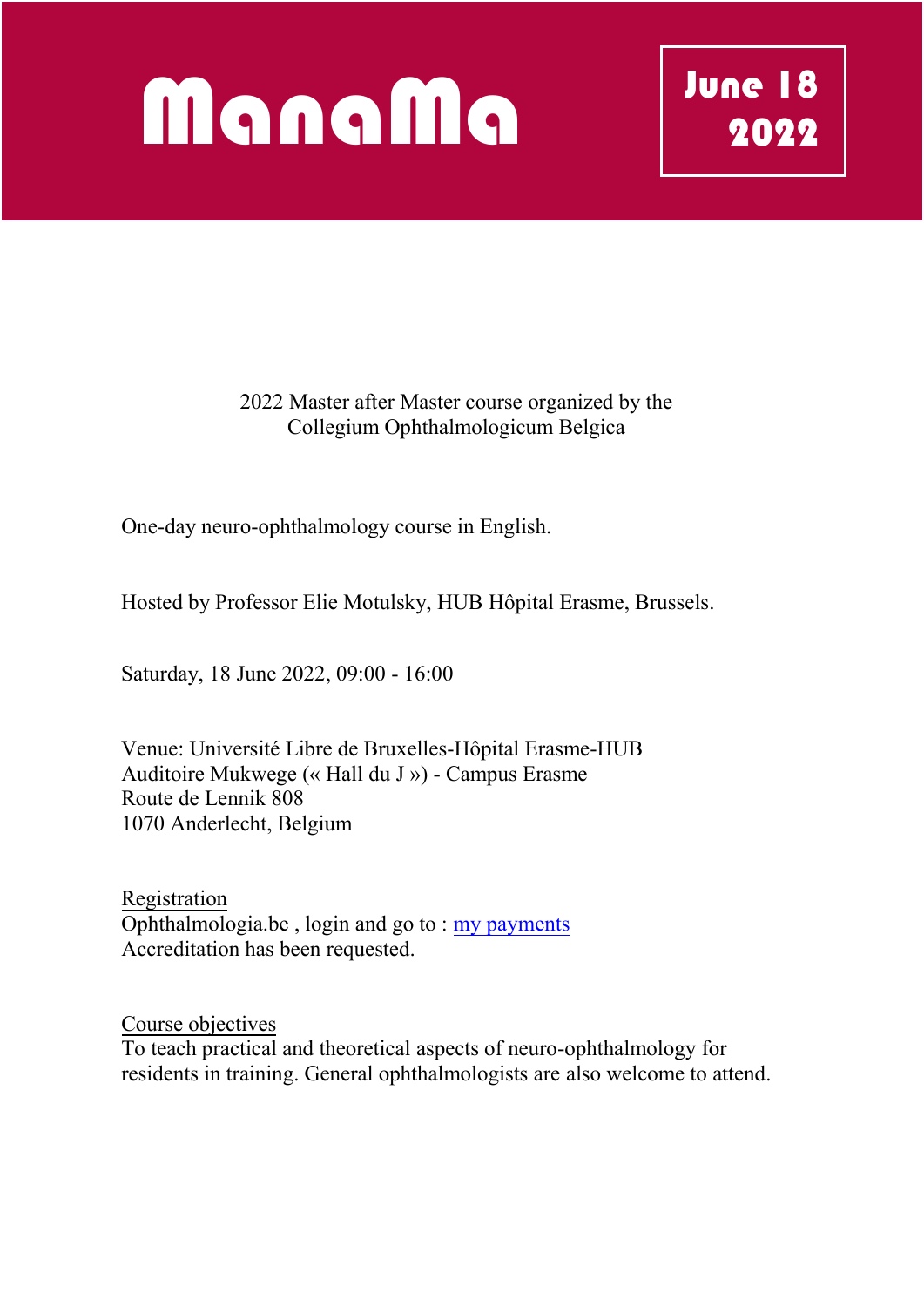# ManaMa

**June 18 2022**

2022 Master after Master course organized by the Collegium Ophthalmologicum Belgica

One-day neuro-ophthalmology course in English.

Hosted by Professor Elie Motulsky, HUB Hôpital Erasme, Brussels.

Saturday, 18 June 2022, 09:00 - 16:00

Venue: Université Libre de Bruxelles-Hôpital Erasme-HUB
Auditoire Mukwege (« Hall du J ») - Campus Erasme
Route de Lennik 808
1070 Anderlecht, Belgium

Registration
Ophthalmologia.be , login and go to : my payments
Accreditation has been requested.

Course objectives
To teach practical and theoretical aspects of neuro-ophthalmology for residents in training. General ophthalmologists are also welcome to attend.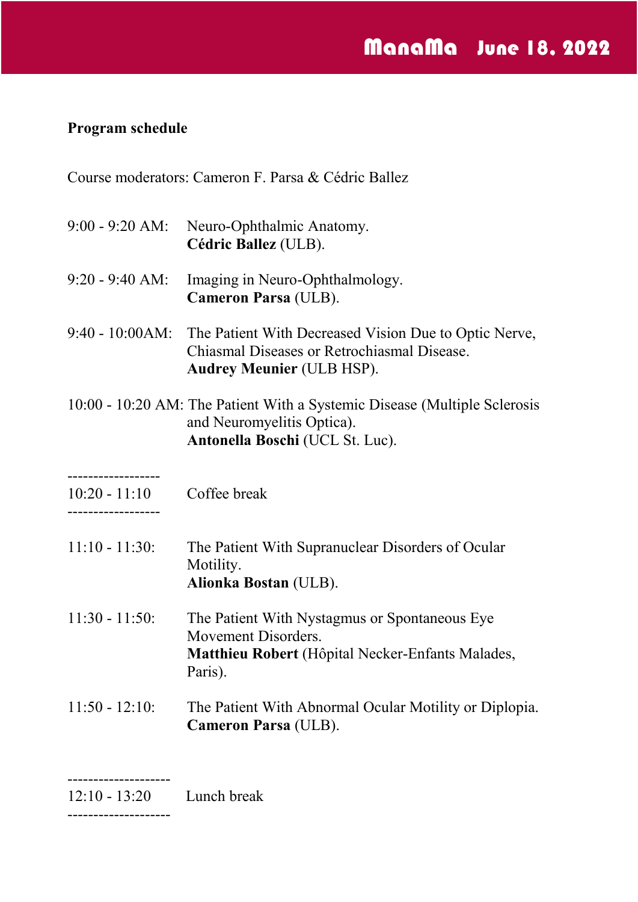**Program schedule**

Course moderators: Cameron F. Parsa & Cédric Ballez

9:00 - 9:20 AM: Neuro-Ophthalmic Anatomy.
**Cédric Ballez** (ULB).

9:20 - 9:40 AM: Imaging in Neuro-Ophthalmology.
**Cameron Parsa** (ULB).

9:40 - 10:00AM: The Patient With Decreased Vision Due to Optic Nerve, Chiasmal Diseases or Retrochiasmal Disease.
**Audrey Meunier** (ULB HSP).

10:00 - 10:20 AM: The Patient With a Systemic Disease (Multiple Sclerosis and Neuromyelitis Optica).
**Antonella Boschi** (UCL St. Luc).

------------------
10:20 - 11:10 Coffee break
------------------

11:10 - 11:30: The Patient With Supranuclear Disorders of Ocular Motility.
**Alionka Bostan** (ULB).

11:30 - 11:50: The Patient With Nystagmus or Spontaneous Eye Movement Disorders.
**Matthieu Robert** (Hôpital Necker-Enfants Malades, Paris).

11:50 - 12:10: The Patient With Abnormal Ocular Motility or Diplopia.
**Cameron Parsa** (ULB).

--------------------
12:10 - 13:20 Lunch break
--------------------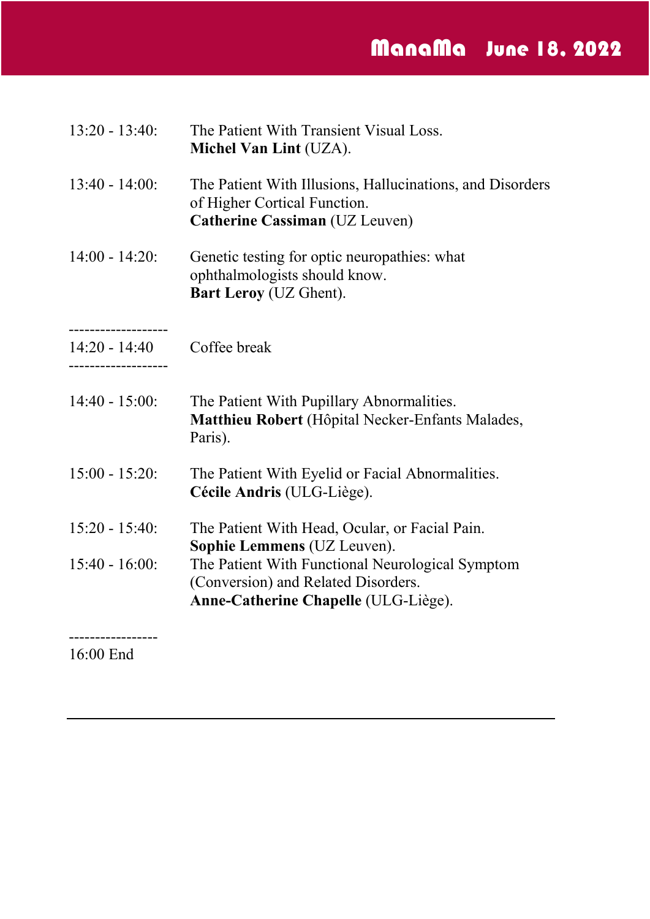13:20 - 13:40: The Patient With Transient Visual Loss.
**Michel Van Lint** (UZA).

13:40 - 14:00: The Patient With Illusions, Hallucinations, and Disorders of Higher Cortical Function.
**Catherine Cassiman** (UZ Leuven)

14:00 - 14:20: Genetic testing for optic neuropathies: what ophthalmologists should know.
**Bart Leroy** (UZ Ghent).

-------------------

14:20 - 14:40 Coffee break

-------------------

14:40 - 15:00: The Patient With Pupillary Abnormalities.
**Matthieu Robert** (Hôpital Necker-Enfants Malades, Paris).

15:00 - 15:20: The Patient With Eyelid or Facial Abnormalities.
**Cécile Andris** (ULG-Liège).

15:20 - 15:40: The Patient With Head, Ocular, or Facial Pain.
**Sophie Lemmens** (UZ Leuven).

15:40 - 16:00: The Patient With Functional Neurological Symptom (Conversion) and Related Disorders.
**Anne-Catherine Chapelle** (ULG-Liège).

-----------------

16:00 End